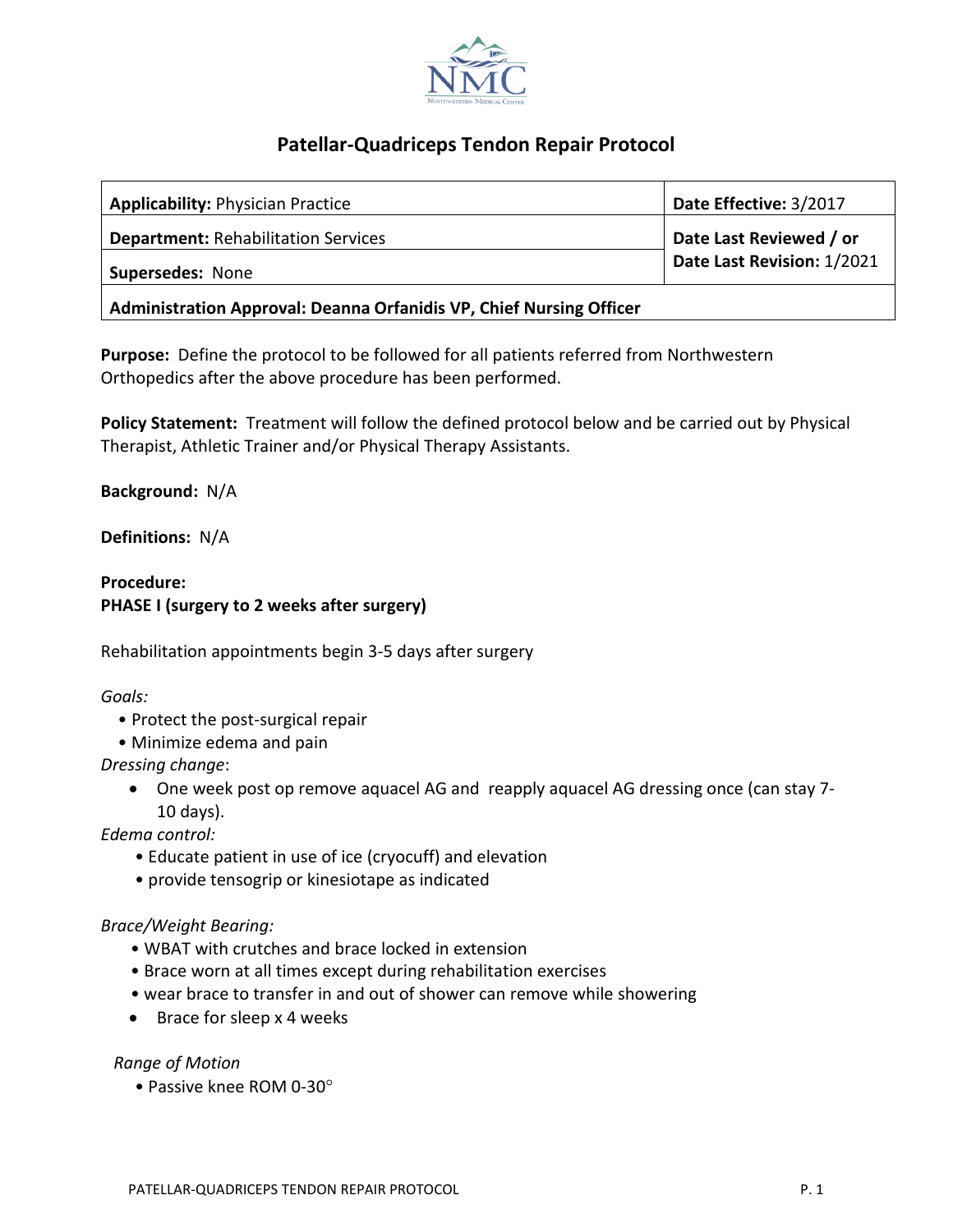# Patellar-Quadriceps Tendon Repair Protocol

| **Applicability:** Physician Practice | **Date Effective:** 3/2017 |
| --- | --- |
| **Department:** Rehabilitation Services | **Date Last Reviewed / or Date Last Revision:** 1/2021 |
| **Supersedes:** None | |
| **Administration Approval: Deanna Orfanidis VP, Chief Nursing Officer** | |

**Purpose:** Define the protocol to be followed for all patients referred from Northwestern Orthopedics after the above procedure has been performed.

**Policy Statement:** Treatment will follow the defined protocol below and be carried out by Physical Therapist, Athletic Trainer and/or Physical Therapy Assistants.

**Background:** N/A

**Definitions:** N/A

**Procedure:**

**PHASE I (surgery to 2 weeks after surgery)**

Rehabilitation appointments begin 3-5 days after surgery

*Goals:*

- Protect the post-surgical repair
- Minimize edema and pain

*Dressing change*:

- One week post op remove aquacel AG and reapply aquacel AG dressing once (can stay 7-10 days).

*Edema control:*

- Educate patient in use of ice (cryocuff) and elevation
- provide tensogrip or kinesiotape as indicated

*Brace/Weight Bearing:*

- WBAT with crutches and brace locked in extension
- Brace worn at all times except during rehabilitation exercises
- wear brace to transfer in and out of shower can remove while showering
- Brace for sleep x 4 weeks

*Range of Motion*

- Passive knee ROM 0-30°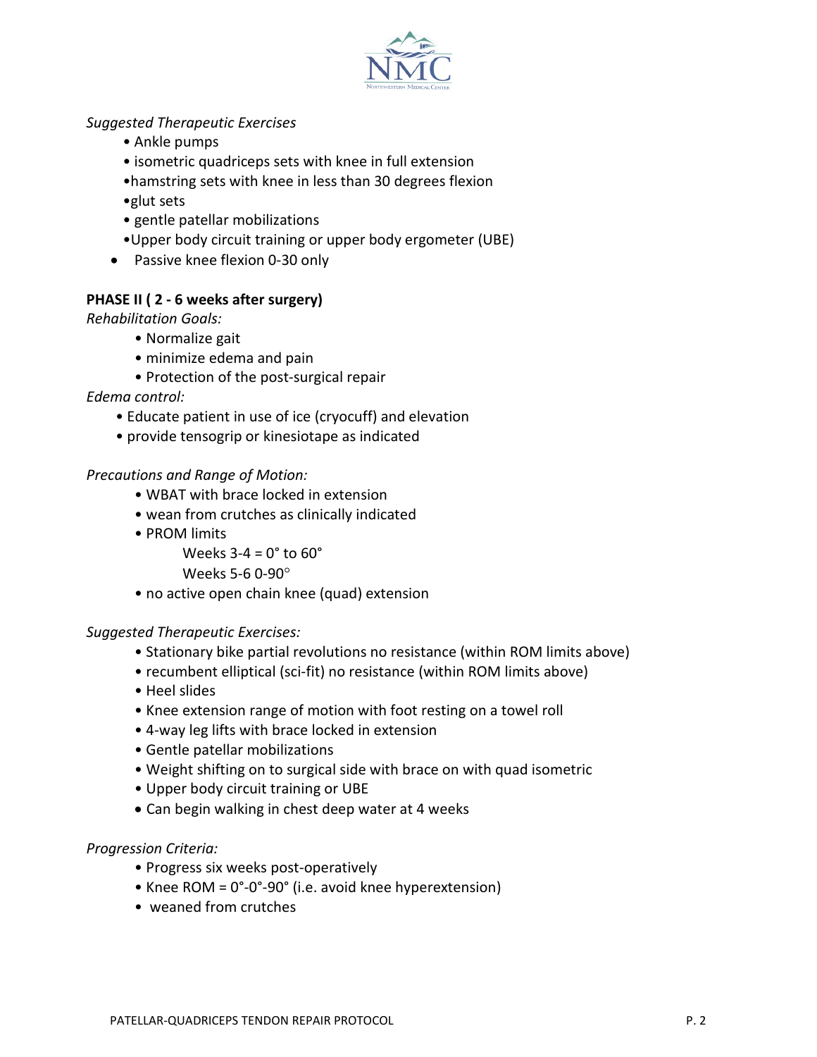*Suggested Therapeutic Exercises*

- Ankle pumps
- isometric quadriceps sets with knee in full extension
- hamstring sets with knee in less than 30 degrees flexion
- glut sets
- gentle patellar mobilizations
- Upper body circuit training or upper body ergometer (UBE)
- Passive knee flexion 0-30 only

**PHASE II ( 2 - 6 weeks after surgery)**

*Rehabilitation Goals:*

- Normalize gait
- minimize edema and pain
- Protection of the post-surgical repair

*Edema control:*

- Educate patient in use of ice (cryocuff) and elevation
- provide tensogrip or kinesiotape as indicated

*Precautions and Range of Motion:*

- WBAT with brace locked in extension
- wean from crutches as clinically indicated
- PROM limits
  - Weeks 3-4 = 0° to 60°
  - Weeks 5-6 0-90°
- no active open chain knee (quad) extension

*Suggested Therapeutic Exercises:*

- Stationary bike partial revolutions no resistance (within ROM limits above)
- recumbent elliptical (sci-fit) no resistance (within ROM limits above)
- Heel slides
- Knee extension range of motion with foot resting on a towel roll
- 4-way leg lifts with brace locked in extension
- Gentle patellar mobilizations
- Weight shifting on to surgical side with brace on with quad isometric
- Upper body circuit training or UBE
- Can begin walking in chest deep water at 4 weeks

*Progression Criteria:*

- Progress six weeks post-operatively
- Knee ROM = 0°-0°-90° (i.e. avoid knee hyperextension)
- weaned from crutches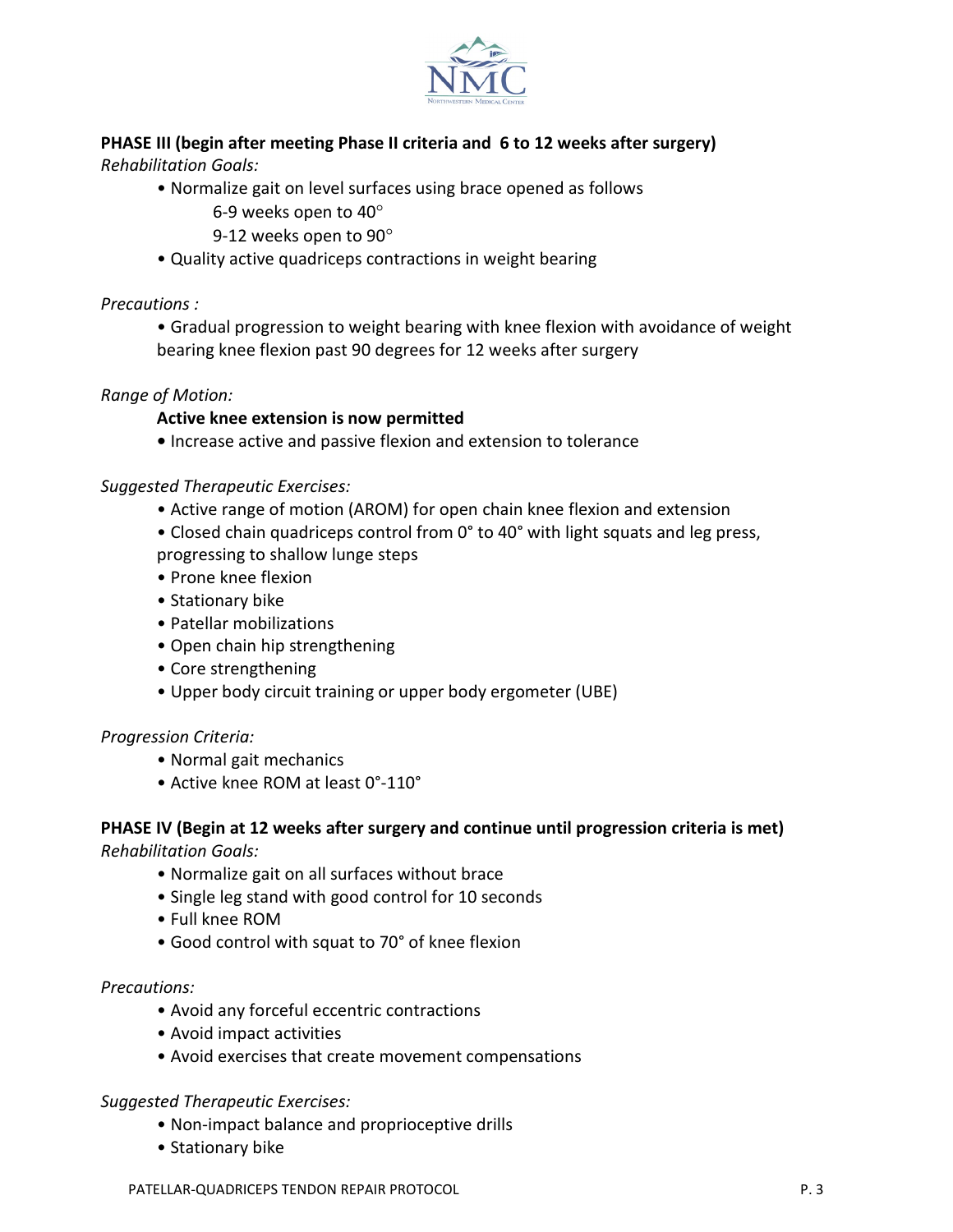## PHASE III (begin after meeting Phase II criteria and 6 to 12 weeks after surgery)

*Rehabilitation Goals:*

- Normalize gait on level surfaces using brace opened as follows
  - 6-9 weeks open to 40°
  - 9-12 weeks open to 90°
- Quality active quadriceps contractions in weight bearing

*Precautions :*

- Gradual progression to weight bearing with knee flexion with avoidance of weight bearing knee flexion past 90 degrees for 12 weeks after surgery

*Range of Motion:*

**Active knee extension is now permitted**

- Increase active and passive flexion and extension to tolerance

*Suggested Therapeutic Exercises:*

- Active range of motion (AROM) for open chain knee flexion and extension
- Closed chain quadriceps control from 0° to 40° with light squats and leg press, progressing to shallow lunge steps
- Prone knee flexion
- Stationary bike
- Patellar mobilizations
- Open chain hip strengthening
- Core strengthening
- Upper body circuit training or upper body ergometer (UBE)

*Progression Criteria:*

- Normal gait mechanics
- Active knee ROM at least 0°-110°

## PHASE IV (Begin at 12 weeks after surgery and continue until progression criteria is met)

*Rehabilitation Goals:*

- Normalize gait on all surfaces without brace
- Single leg stand with good control for 10 seconds
- Full knee ROM
- Good control with squat to 70° of knee flexion

*Precautions:*

- Avoid any forceful eccentric contractions
- Avoid impact activities
- Avoid exercises that create movement compensations

*Suggested Therapeutic Exercises:*

- Non-impact balance and proprioceptive drills
- Stationary bike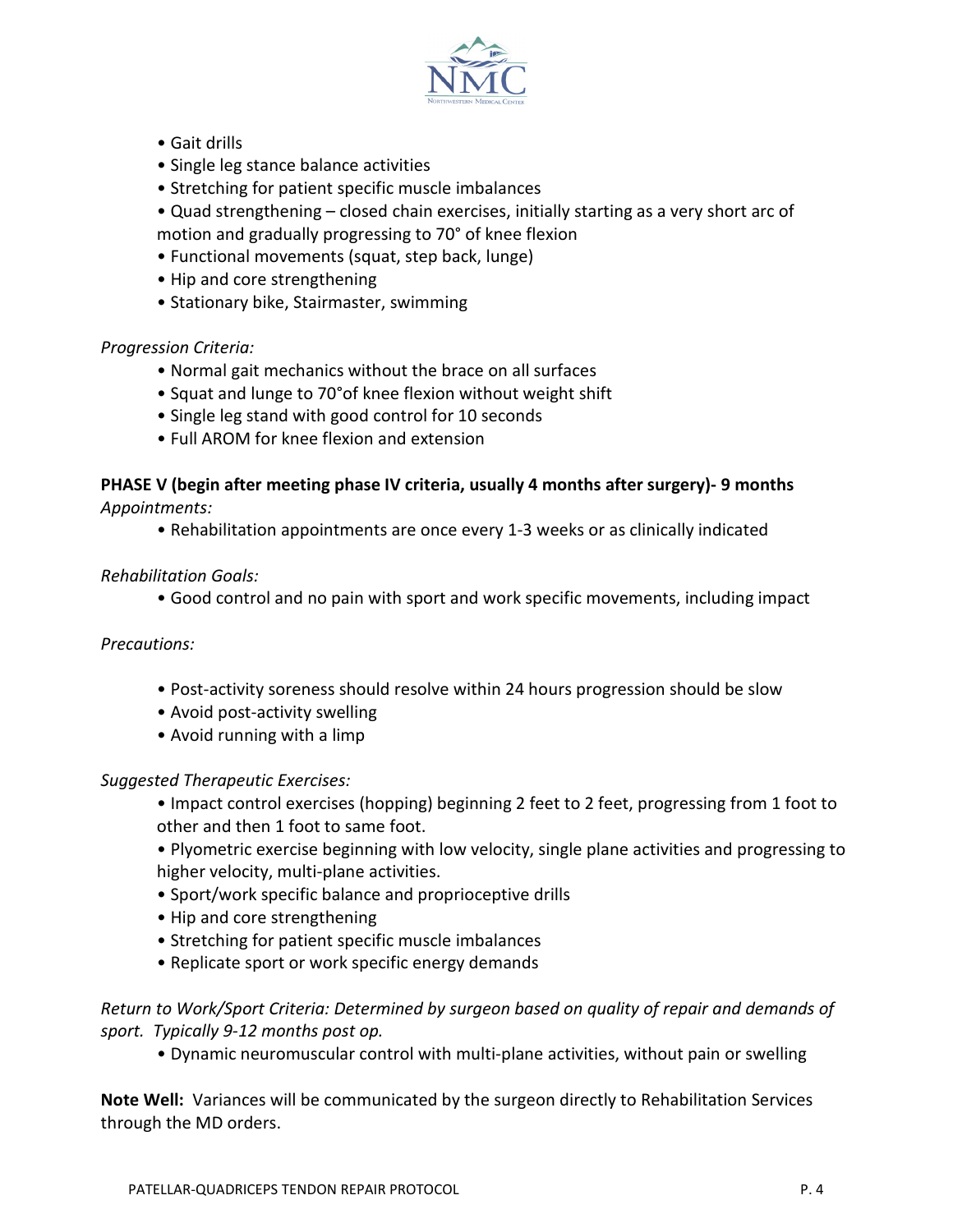- Gait drills
- Single leg stance balance activities
- Stretching for patient specific muscle imbalances
- Quad strengthening – closed chain exercises, initially starting as a very short arc of motion and gradually progressing to 70° of knee flexion
- Functional movements (squat, step back, lunge)
- Hip and core strengthening
- Stationary bike, Stairmaster, swimming

*Progression Criteria:*

- Normal gait mechanics without the brace on all surfaces
- Squat and lunge to 70°of knee flexion without weight shift
- Single leg stand with good control for 10 seconds
- Full AROM for knee flexion and extension

**PHASE V (begin after meeting phase IV criteria, usually 4 months after surgery)- 9 months**

*Appointments:*

- Rehabilitation appointments are once every 1-3 weeks or as clinically indicated

*Rehabilitation Goals:*

- Good control and no pain with sport and work specific movements, including impact

*Precautions:*

- Post-activity soreness should resolve within 24 hours progression should be slow
- Avoid post-activity swelling
- Avoid running with a limp

*Suggested Therapeutic Exercises:*

- Impact control exercises (hopping) beginning 2 feet to 2 feet, progressing from 1 foot to other and then 1 foot to same foot.
- Plyometric exercise beginning with low velocity, single plane activities and progressing to higher velocity, multi-plane activities.
- Sport/work specific balance and proprioceptive drills
- Hip and core strengthening
- Stretching for patient specific muscle imbalances
- Replicate sport or work specific energy demands

*Return to Work/Sport Criteria: Determined by surgeon based on quality of repair and demands of sport. Typically 9-12 months post op.*

- Dynamic neuromuscular control with multi-plane activities, without pain or swelling

**Note Well:** Variances will be communicated by the surgeon directly to Rehabilitation Services through the MD orders.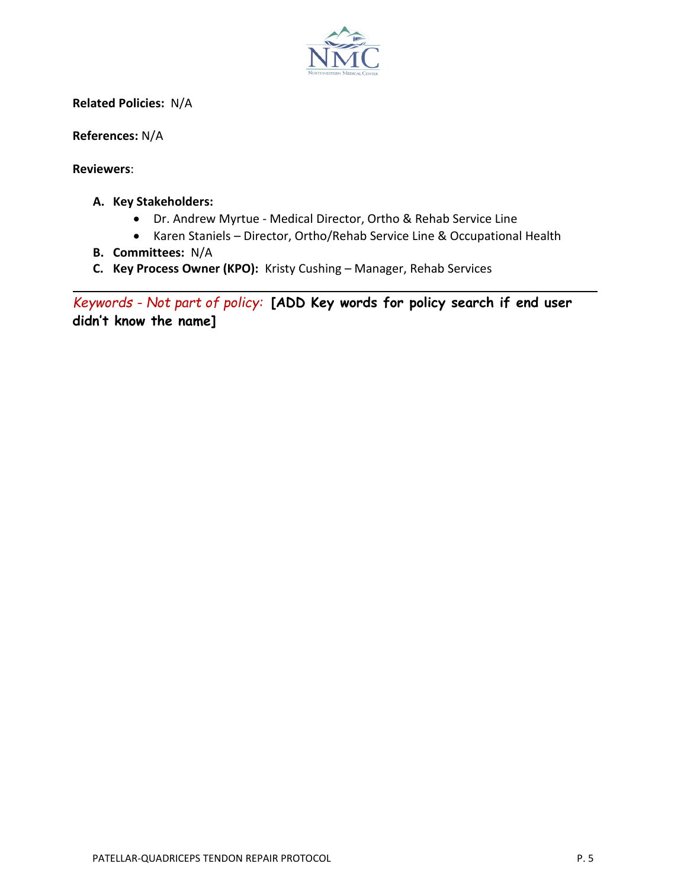**Related Policies:** N/A

**References:** N/A

**Reviewers**:

A. **Key Stakeholders:**
   - Dr. Andrew Myrtue - Medical Director, Ortho & Rehab Service Line
   - Karen Staniels – Director, Ortho/Rehab Service Line & Occupational Health
B. **Committees:** N/A
C. **Key Process Owner (KPO):** Kristy Cushing – Manager, Rehab Services

---

*Keywords - Not part of policy:* **[ADD Key words for policy search if end user didn't know the name]**